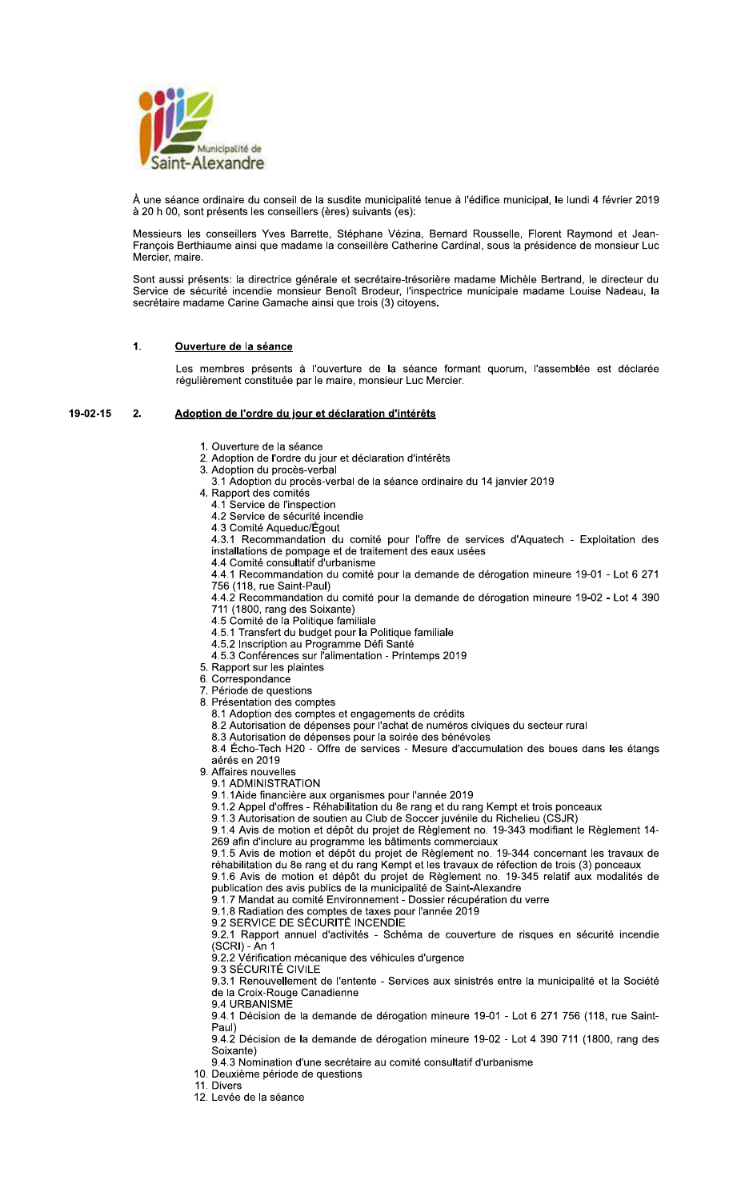Municipalité de Saint-Alexandre

À une séance ordinaire du conseil de la susdite municipalité tenue à l'édifice municipal, le lundi 4 février 2019 à 20 h 00, sont présents les conseillers (ères) suivants (es):

Messieurs les conseillers Yves Barrette, Stéphane Vézina, Bernard Rousselle, Florent Raymond et Jean-François Berthiaume ainsi que madame la conseillère Catherine Cardinal, sous la présidence de monsieur Luc Mercier, maire.

Sont aussi présents: la directrice générale et secrétaire-trésorière madame Michèle Bertrand, le directeur du Service de sécurité incendie monsieur Benoît Brodeur, l'inspectrice municipale madame Louise Nadeau, la secrétaire madame Carine Gamache ainsi que trois (3) citoyens.

## 1. Ouverture de la séance

Les membres présents à l'ouverture de la séance formant quorum, l'assemblée est déclarée régulièrement constituée par le maire, monsieur Luc Mercier.

## 19-02-15 2. Adoption de l'ordre du jour et déclaration d'intérêts

1. Ouverture de la séance
2. Adoption de l'ordre du jour et déclaration d'intérêts
3. Adoption du procès-verbal
   - 3.1 Adoption du procès-verbal de la séance ordinaire du 14 janvier 2019
4. Rapport des comités
   - 4.1 Service de l'inspection
   - 4.2 Service de sécurité incendie
   - 4.3 Comité Aqueduc/Égout
   - 4.3.1 Recommandation du comité pour l'offre de services d'Aquatech - Exploitation des installations de pompage et de traitement des eaux usées
   - 4.4 Comité consultatif d'urbanisme
   - 4.4.1 Recommandation du comité pour la demande de dérogation mineure 19-01 - Lot 6 271 756 (118, rue Saint-Paul)
   - 4.4.2 Recommandation du comité pour la demande de dérogation mineure 19-02 - Lot 4 390 711 (1800, rang des Soixante)
   - 4.5 Comité de la Politique familiale
   - 4.5.1 Transfert du budget pour la Politique familiale
   - 4.5.2 Inscription au Programme Défi Santé
   - 4.5.3 Conférences sur l'alimentation - Printemps 2019
5. Rapport sur les plaintes
6. Correspondance
7. Période de questions
8. Présentation des comptes
   - 8.1 Adoption des comptes et engagements de crédits
   - 8.2 Autorisation de dépenses pour l'achat de numéros civiques du secteur rural
   - 8.3 Autorisation de dépenses pour la soirée des bénévoles
   - 8.4 Écho-Tech H20 - Offre de services - Mesure d'accumulation des boues dans les étangs aérés en 2019
9. Affaires nouvelles
   - 9.1 ADMINISTRATION
   - 9.1.1Aide financière aux organismes pour l'année 2019
   - 9.1.2 Appel d'offres - Réhabilitation du 8e rang et du rang Kempt et trois ponceaux
   - 9.1.3 Autorisation de soutien au Club de Soccer juvénile du Richelieu (CSJR)
   - 9.1.4 Avis de motion et dépôt du projet de Règlement no. 19-343 modifiant le Règlement 14-269 afin d'inclure au programme les bâtiments commerciaux
   - 9.1.5 Avis de motion et dépôt du projet de Règlement no. 19-344 concernant les travaux de réhabilitation du 8e rang et du rang Kempt et les travaux de réfection de trois (3) ponceaux
   - 9.1.6 Avis de motion et dépôt du projet de Règlement no. 19-345 relatif aux modalités de publication des avis publics de la municipalité de Saint-Alexandre
   - 9.1.7 Mandat au comité Environnement - Dossier récupération du verre
   - 9.1.8 Radiation des comptes de taxes pour l'année 2019
   - 9.2 SERVICE DE SÉCURITÉ INCENDIE
   - 9.2.1 Rapport annuel d'activités - Schéma de couverture de risques en sécurité incendie (SCRI) - An 1
   - 9.2.2 Vérification mécanique des véhicules d'urgence
   - 9.3 SÉCURITÉ CIVILE
   - 9.3.1 Renouvellement de l'entente - Services aux sinistrés entre la municipalité et la Société de la Croix-Rouge Canadienne
   - 9.4 URBANISME
   - 9.4.1 Décision de la demande de dérogation mineure 19-01 - Lot 6 271 756 (118, rue Saint-Paul)
   - 9.4.2 Décision de la demande de dérogation mineure 19-02 - Lot 4 390 711 (1800, rang des Soixante)
   - 9.4.3 Nomination d'une secrétaire au comité consultatif d'urbanisme
10. Deuxième période de questions
11. Divers
12. Levée de la séance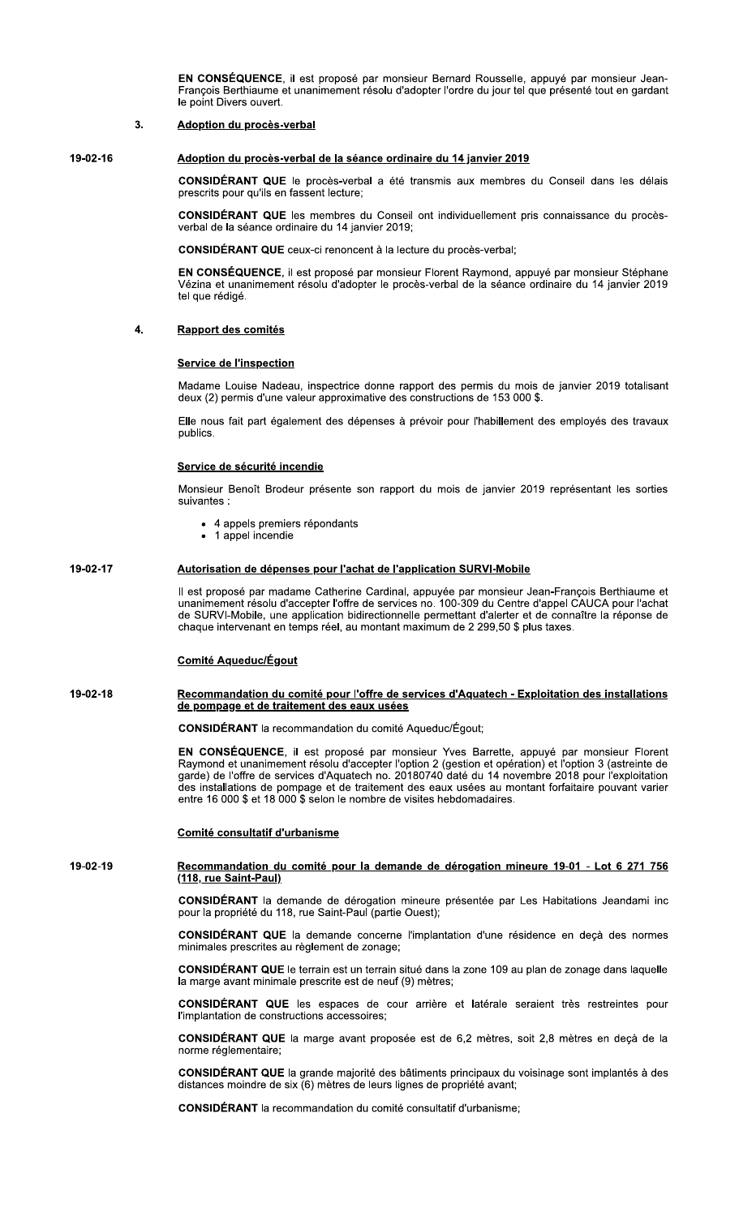**EN CONSÉQUENCE**, il est proposé par monsieur Bernard Rousselle, appuyé par monsieur Jean-François Berthiaume et unanimement résolu d'adopter l'ordre du jour tel que présenté tout en gardant le point Divers ouvert.

## 3. Adoption du procès-verbal

### 19-02-16 Adoption du procès-verbal de la séance ordinaire du 14 janvier 2019

**CONSIDÉRANT QUE** le procès-verbal a été transmis aux membres du Conseil dans les délais prescrits pour qu'ils en fassent lecture;

**CONSIDÉRANT QUE** les membres du Conseil ont individuellement pris connaissance du procès-verbal de la séance ordinaire du 14 janvier 2019;

**CONSIDÉRANT QUE** ceux-ci renoncent à la lecture du procès-verbal;

**EN CONSÉQUENCE**, il est proposé par monsieur Florent Raymond, appuyé par monsieur Stéphane Vézina et unanimement résolu d'adopter le procès-verbal de la séance ordinaire du 14 janvier 2019 tel que rédigé.

## 4. Rapport des comités

### Service de l'inspection

Madame Louise Nadeau, inspectrice donne rapport des permis du mois de janvier 2019 totalisant deux (2) permis d'une valeur approximative des constructions de 153 000 $.

Elle nous fait part également des dépenses à prévoir pour l'habillement des employés des travaux publics.

### Service de sécurité incendie

Monsieur Benoît Brodeur présente son rapport du mois de janvier 2019 représentant les sorties suivantes :

- 4 appels premiers répondants
- 1 appel incendie

### 19-02-17 Autorisation de dépenses pour l'achat de l'application SURVI-Mobile

Il est proposé par madame Catherine Cardinal, appuyée par monsieur Jean-François Berthiaume et unanimement résolu d'accepter l'offre de services no. 100-309 du Centre d'appel CAUCA pour l'achat de SURVI-Mobile, une application bidirectionnelle permettant d'alerter et de connaître la réponse de chaque intervenant en temps réel, au montant maximum de 2 299,50 $ plus taxes.

### Comité Aqueduc/Égout

### 19-02-18 Recommandation du comité pour l'offre de services d'Aquatech - Exploitation des installations de pompage et de traitement des eaux usées

**CONSIDÉRANT** la recommandation du comité Aqueduc/Égout;

**EN CONSÉQUENCE**, il est proposé par monsieur Yves Barrette, appuyé par monsieur Florent Raymond et unanimement résolu d'accepter l'option 2 (gestion et opération) et l'option 3 (astreinte de garde) de l'offre de services d'Aquatech no. 20180740 daté du 14 novembre 2018 pour l'exploitation des installations de pompage et de traitement des eaux usées au montant forfaitaire pouvant varier entre 16 000 $ et 18 000 $ selon le nombre de visites hebdomadaires.

### Comité consultatif d'urbanisme

### 19-02-19 Recommandation du comité pour la demande de dérogation mineure 19-01 - Lot 6 271 756 (118, rue Saint-Paul)

**CONSIDÉRANT** la demande de dérogation mineure présentée par Les Habitations Jeandami inc pour la propriété du 118, rue Saint-Paul (partie Ouest);

**CONSIDÉRANT QUE** la demande concerne l'implantation d'une résidence en deçà des normes minimales prescrites au règlement de zonage;

**CONSIDÉRANT QUE** le terrain est un terrain situé dans la zone 109 au plan de zonage dans laquelle la marge avant minimale prescrite est de neuf (9) mètres;

**CONSIDÉRANT QUE** les espaces de cour arrière et latérale seraient très restreintes pour l'implantation de constructions accessoires;

**CONSIDÉRANT QUE** la marge avant proposée est de 6,2 mètres, soit 2,8 mètres en deçà de la norme réglementaire;

**CONSIDÉRANT QUE** la grande majorité des bâtiments principaux du voisinage sont implantés à des distances moindre de six (6) mètres de leurs lignes de propriété avant;

**CONSIDÉRANT** la recommandation du comité consultatif d'urbanisme;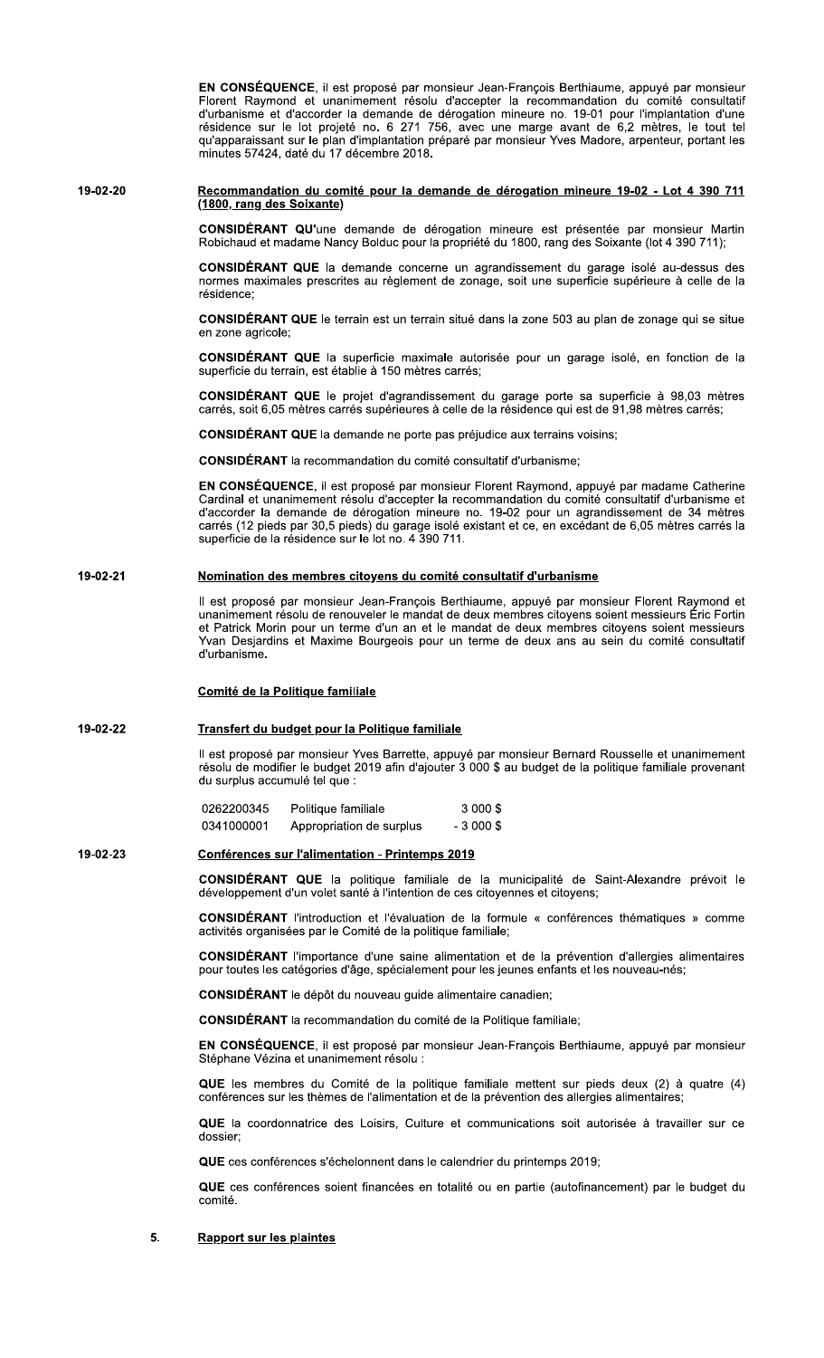**EN CONSÉQUENCE**, il est proposé par monsieur Jean-François Berthiaume, appuyé par monsieur Florent Raymond et unanimement résolu d'accepter la recommandation du comité consultatif d'urbanisme et d'accorder la demande de dérogation mineure no. 19-01 pour l'implantation d'une résidence sur le lot projeté no. 6 271 756, avec une marge avant de 6,2 mètres, le tout tel qu'apparaissant sur le plan d'implantation préparé par monsieur Yves Madore, arpenteur, portant les minutes 57424, daté du 17 décembre 2018.

19-02-20 **Recommandation du comité pour la demande de dérogation mineure 19-02 - Lot 4 390 711 (1800, rang des Soixante)**

**CONSIDÉRANT QU'**une demande de dérogation mineure est présentée par monsieur Martin Robichaud et madame Nancy Bolduc pour la propriété du 1800, rang des Soixante (lot 4 390 711);

**CONSIDÉRANT QUE** la demande concerne un agrandissement du garage isolé au-dessus des normes maximales prescrites au règlement de zonage, soit une superficie supérieure à celle de la résidence;

**CONSIDÉRANT QUE** le terrain est un terrain situé dans la zone 503 au plan de zonage qui se situe en zone agricole;

**CONSIDÉRANT QUE** la superficie maximale autorisée pour un garage isolé, en fonction de la superficie du terrain, est établie à 150 mètres carrés;

**CONSIDÉRANT QUE** le projet d'agrandissement du garage porte sa superficie à 98,03 mètres carrés, soit 6,05 mètres carrés supérieures à celle de la résidence qui est de 91,98 mètres carrés;

**CONSIDÉRANT QUE** la demande ne porte pas préjudice aux terrains voisins;

**CONSIDÉRANT** la recommandation du comité consultatif d'urbanisme;

**EN CONSÉQUENCE**, il est proposé par monsieur Florent Raymond, appuyé par madame Catherine Cardinal et unanimement résolu d'accepter la recommandation du comité consultatif d'urbanisme et d'accorder la demande de dérogation mineure no. 19-02 pour un agrandissement de 34 mètres carrés (12 pieds par 30,5 pieds) du garage isolé existant et ce, en excédant de 6,05 mètres carrés la superficie de la résidence sur le lot no. 4 390 711.

19-02-21 **Nomination des membres citoyens du comité consultatif d'urbanisme**

Il est proposé par monsieur Jean-François Berthiaume, appuyé par monsieur Florent Raymond et unanimement résolu de renouveler le mandat de deux membres citoyens soient messieurs Éric Fortin et Patrick Morin pour un terme d'un an et le mandat de deux membres citoyens soient messieurs Yvan Desjardins et Maxime Bourgeois pour un terme de deux ans au sein du comité consultatif d'urbanisme.

**Comité de la Politique familiale**

19-02-22 **Transfert du budget pour la Politique familiale**

Il est proposé par monsieur Yves Barrette, appuyé par monsieur Bernard Rousselle et unanimement résolu de modifier le budget 2019 afin d'ajouter 3 000 $ au budget de la politique familiale provenant du surplus accumulé tel que :

| | | |
|---|---|---|
| 0262200345 | Politique familiale | 3 000 $ |
| 0341000001 | Appropriation de surplus | - 3 000 $ |

19-02-23 **Conférences sur l'alimentation - Printemps 2019**

**CONSIDÉRANT QUE** la politique familiale de la municipalité de Saint-Alexandre prévoit le développement d'un volet santé à l'intention de ces citoyennes et citoyens;

**CONSIDÉRANT** l'introduction et l'évaluation de la formule « conférences thématiques » comme activités organisées par le Comité de la politique familiale;

**CONSIDÉRANT** l'importance d'une saine alimentation et de la prévention d'allergies alimentaires pour toutes les catégories d'âge, spécialement pour les jeunes enfants et les nouveau-nés;

**CONSIDÉRANT** le dépôt du nouveau guide alimentaire canadien;

**CONSIDÉRANT** la recommandation du comité de la Politique familiale;

**EN CONSÉQUENCE**, il est proposé par monsieur Jean-François Berthiaume, appuyé par monsieur Stéphane Vézina et unanimement résolu :

**QUE** les membres du Comité de la politique familiale mettent sur pieds deux (2) à quatre (4) conférences sur les thèmes de l'alimentation et de la prévention des allergies alimentaires;

**QUE** la coordonnatrice des Loisirs, Culture et communications soit autorisée à travailler sur ce dossier;

**QUE** ces conférences s'échelonnent dans le calendrier du printemps 2019;

**QUE** ces conférences soient financées en totalité ou en partie (autofinancement) par le budget du comité.

5. **Rapport sur les plaintes**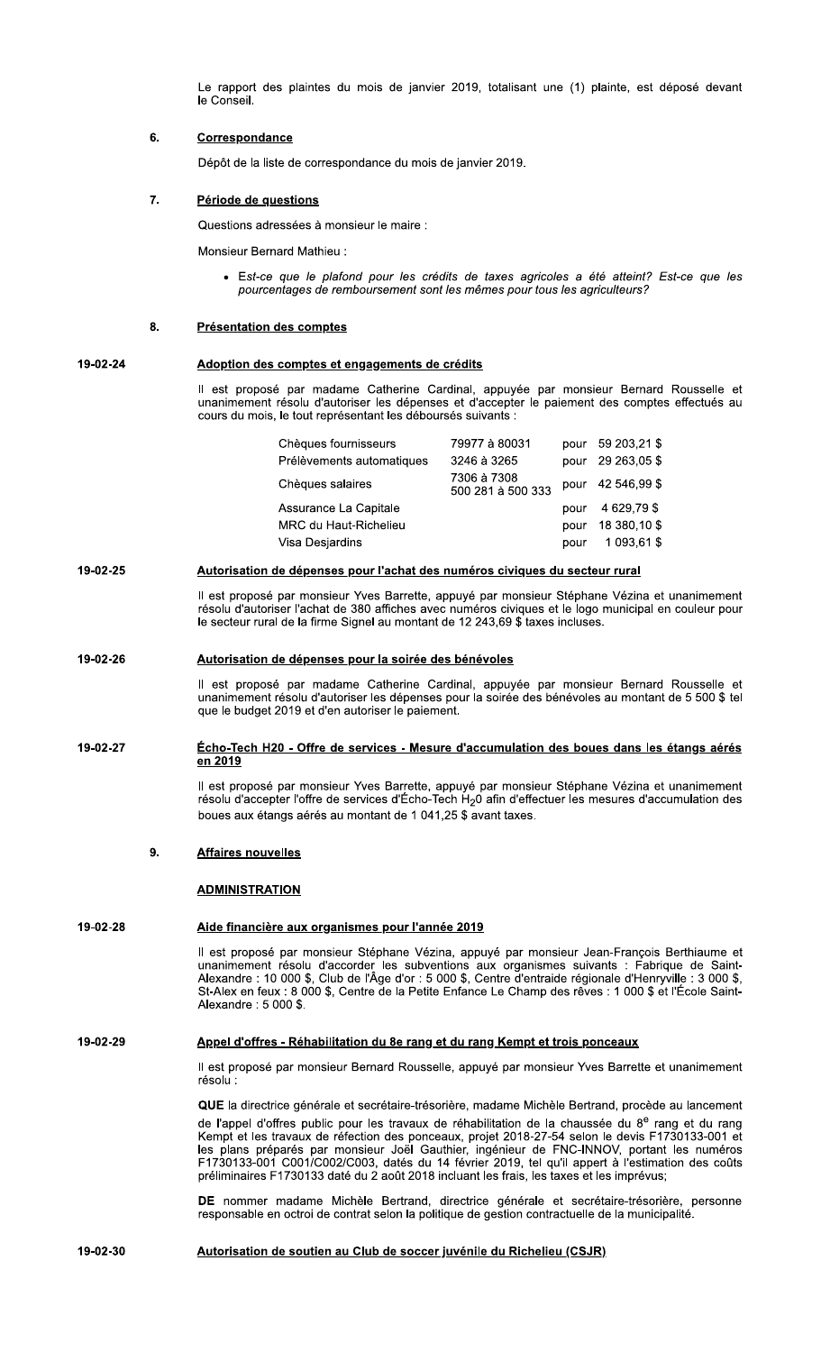Le rapport des plaintes du mois de janvier 2019, totalisant une (1) plainte, est déposé devant le Conseil.

## 6. Correspondance

Dépôt de la liste de correspondance du mois de janvier 2019.

## 7. Période de questions

Questions adressées à monsieur le maire :

Monsieur Bernard Mathieu :

- *Est-ce que le plafond pour les crédits de taxes agricoles a été atteint? Est-ce que les pourcentages de remboursement sont les mêmes pour tous les agriculteurs?*

## 8. Présentation des comptes

### 19-02-24 Adoption des comptes et engagements de crédits

Il est proposé par madame Catherine Cardinal, appuyée par monsieur Bernard Rousselle et unanimement résolu d'autoriser les dépenses et d'accepter le paiement des comptes effectués au cours du mois, le tout représentant les déboursés suivants :

| | | | |
|---|---|---|---|
| Chèques fournisseurs | 79977 à 80031 | pour | 59 203,21 $ |
| Prélèvements automatiques | 3246 à 3265 | pour | 29 263,05 $ |
| Chèques salaires | 7306 à 7308<br>500 281 à 500 333 | pour | 42 546,99 $ |
| Assurance La Capitale | | pour | 4 629,79 $ |
| MRC du Haut-Richelieu | | pour | 18 380,10 $ |
| Visa Desjardins | | pour | 1 093,61 $ |

### 19-02-25 Autorisation de dépenses pour l'achat des numéros civiques du secteur rural

Il est proposé par monsieur Yves Barrette, appuyé par monsieur Stéphane Vézina et unanimement résolu d'autoriser l'achat de 380 affiches avec numéros civiques et le logo municipal en couleur pour le secteur rural de la firme Signel au montant de 12 243,69 $ taxes incluses.

### 19-02-26 Autorisation de dépenses pour la soirée des bénévoles

Il est proposé par madame Catherine Cardinal, appuyée par monsieur Bernard Rousselle et unanimement résolu d'autoriser les dépenses pour la soirée des bénévoles au montant de 5 500 $ tel que le budget 2019 et d'en autoriser le paiement.

### 19-02-27 Écho-Tech H20 - Offre de services - Mesure d'accumulation des boues dans les étangs aérés en 2019

Il est proposé par monsieur Yves Barrette, appuyé par monsieur Stéphane Vézina et unanimement résolu d'accepter l'offre de services d'Écho-Tech $H_2O$ afin d'effectuer les mesures d'accumulation des boues aux étangs aérés au montant de 1 041,25 $ avant taxes.

## 9. Affaires nouvelles

### ADMINISTRATION

### 19-02-28 Aide financière aux organismes pour l'année 2019

Il est proposé par monsieur Stéphane Vézina, appuyé par monsieur Jean-François Berthiaume et unanimement résolu d'accorder les subventions aux organismes suivants : Fabrique de Saint-Alexandre : 10 000 $, Club de l'Âge d'or : 5 000 $, Centre d'entraide régionale d'Henryville : 3 000 $, St-Alex en feux : 8 000 $, Centre de la Petite Enfance Le Champ des rêves : 1 000 $ et l'École Saint-Alexandre : 5 000 $.

### 19-02-29 Appel d'offres - Réhabilitation du 8e rang et du rang Kempt et trois ponceaux

Il est proposé par monsieur Bernard Rousselle, appuyé par monsieur Yves Barrette et unanimement résolu :

**QUE** la directrice générale et secrétaire-trésorière, madame Michèle Bertrand, procède au lancement de l'appel d'offres public pour les travaux de réhabilitation de la chaussée du 8$^{e}$ rang et du rang Kempt et les travaux de réfection des ponceaux, projet 2018-27-54 selon le devis F1730133-001 et les plans préparés par monsieur Joël Gauthier, ingénieur de FNC-INNOV, portant les numéros F1730133-001 C001/C002/C003, datés du 14 février 2019, tel qu'il appert à l'estimation des coûts préliminaires F1730133 daté du 2 août 2018 incluant les frais, les taxes et les imprévus;

**DE** nommer madame Michèle Bertrand, directrice générale et secrétaire-trésorière, personne responsable en octroi de contrat selon la politique de gestion contractuelle de la municipalité.

### 19-02-30 Autorisation de soutien au Club de soccer juvénile du Richelieu (CSJR)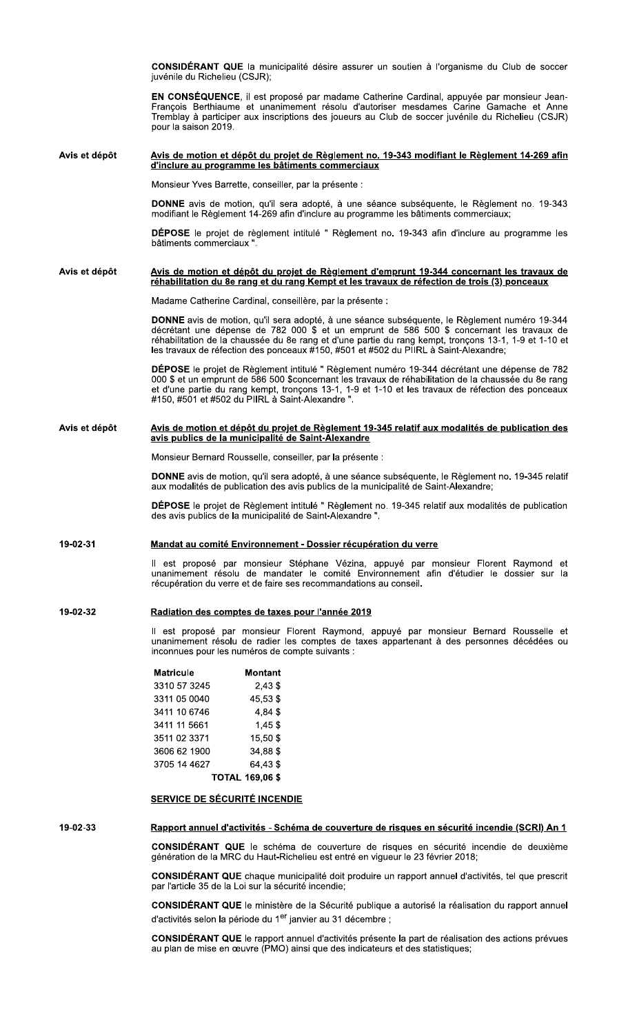**CONSIDÉRANT QUE** la municipalité désire assurer un soutien à l'organisme du Club de soccer juvénile du Richelieu (CSJR);

**EN CONSÉQUENCE**, il est proposé par madame Catherine Cardinal, appuyée par monsieur Jean-François Berthiaume et unanimement résolu d'autoriser mesdames Carine Gamache et Anne Tremblay à participer aux inscriptions des joueurs au Club de soccer juvénile du Richelieu (CSJR) pour la saison 2019.

Avis et dépôt

**Avis de motion et dépôt du projet de Règlement no. 19-343 modifiant le Règlement 14-269 afin d'inclure au programme les bâtiments commerciaux**

Monsieur Yves Barrette, conseiller, par la présente :

**DONNE** avis de motion, qu'il sera adopté, à une séance subséquente, le Règlement no. 19-343 modifiant le Règlement 14-269 afin d'inclure au programme les bâtiments commerciaux;

**DÉPOSE** le projet de règlement intitulé " Règlement no. 19-343 afin d'inclure au programme les bâtiments commerciaux ".

Avis et dépôt

**Avis de motion et dépôt du projet de Règlement d'emprunt 19-344 concernant les travaux de réhabilitation du 8e rang et du rang Kempt et les travaux de réfection de trois (3) ponceaux**

Madame Catherine Cardinal, conseillère, par la présente :

**DONNE** avis de motion, qu'il sera adopté, à une séance subséquente, le Règlement numéro 19-344 décrétant une dépense de 782 000 $ et un emprunt de 586 500 $ concernant les travaux de réhabilitation de la chaussée du 8e rang et d'une partie du rang kempt, tronçons 13-1, 1-9 et 1-10 et les travaux de réfection des ponceaux #150, #501 et #502 du PIIRL à Saint-Alexandre;

**DÉPOSE** le projet de Règlement intitulé " Règlement numéro 19-344 décrétant une dépense de 782 000 $ et un emprunt de 586 500 $concernant les travaux de réhabilitation de la chaussée du 8e rang et d'une partie du rang kempt, tronçons 13-1, 1-9 et 1-10 et les travaux de réfection des ponceaux #150, #501 et #502 du PIIRL à Saint-Alexandre ".

Avis et dépôt

**Avis de motion et dépôt du projet de Règlement 19-345 relatif aux modalités de publication des avis publics de la municipalité de Saint-Alexandre**

Monsieur Bernard Rousselle, conseiller, par la présente :

**DONNE** avis de motion, qu'il sera adopté, à une séance subséquente, le Règlement no. 19-345 relatif aux modalités de publication des avis publics de la municipalité de Saint-Alexandre;

**DÉPOSE** le projet de Règlement intitulé " Règlement no. 19-345 relatif aux modalités de publication des avis publics de la municipalité de Saint-Alexandre ".

19-02-31

**Mandat au comité Environnement - Dossier récupération du verre**

Il est proposé par monsieur Stéphane Vézina, appuyé par monsieur Florent Raymond et unanimement résolu de mandater le comité Environnement afin d'étudier le dossier sur la récupération du verre et de faire ses recommandations au conseil.

19-02-32

**Radiation des comptes de taxes pour l'année 2019**

Il est proposé par monsieur Florent Raymond, appuyé par monsieur Bernard Rousselle et unanimement résolu de radier les comptes de taxes appartenant à des personnes décédées ou inconnues pour les numéros de compte suivants :

| Matricule | Montant |
|---|---|
| 3310 57 3245 | 2,43 $ |
| 3311 05 0040 | 45,53 $ |
| 3411 10 6746 | 4,84 $ |
| 3411 11 5661 | 1,45 $ |
| 3511 02 3371 | 15,50 $ |
| 3606 62 1900 | 34,88 $ |
| 3705 14 4627 | 64,43 $ |
| | **TOTAL 169,06 $** |

## SERVICE DE SÉCURITÉ INCENDIE

19-02-33

**Rapport annuel d'activités - Schéma de couverture de risques en sécurité incendie (SCRI) An 1**

**CONSIDÉRANT QUE** le schéma de couverture de risques en sécurité incendie de deuxième génération de la MRC du Haut-Richelieu est entré en vigueur le 23 février 2018;

**CONSIDÉRANT QUE** chaque municipalité doit produire un rapport annuel d'activités, tel que prescrit par l'article 35 de la Loi sur la sécurité incendie;

**CONSIDÉRANT QUE** le ministère de la Sécurité publique a autorisé la réalisation du rapport annuel d'activités selon la période du 1er janvier au 31 décembre ;

**CONSIDÉRANT QUE** le rapport annuel d'activités présente la part de réalisation des actions prévues au plan de mise en œuvre (PMO) ainsi que des indicateurs et des statistiques;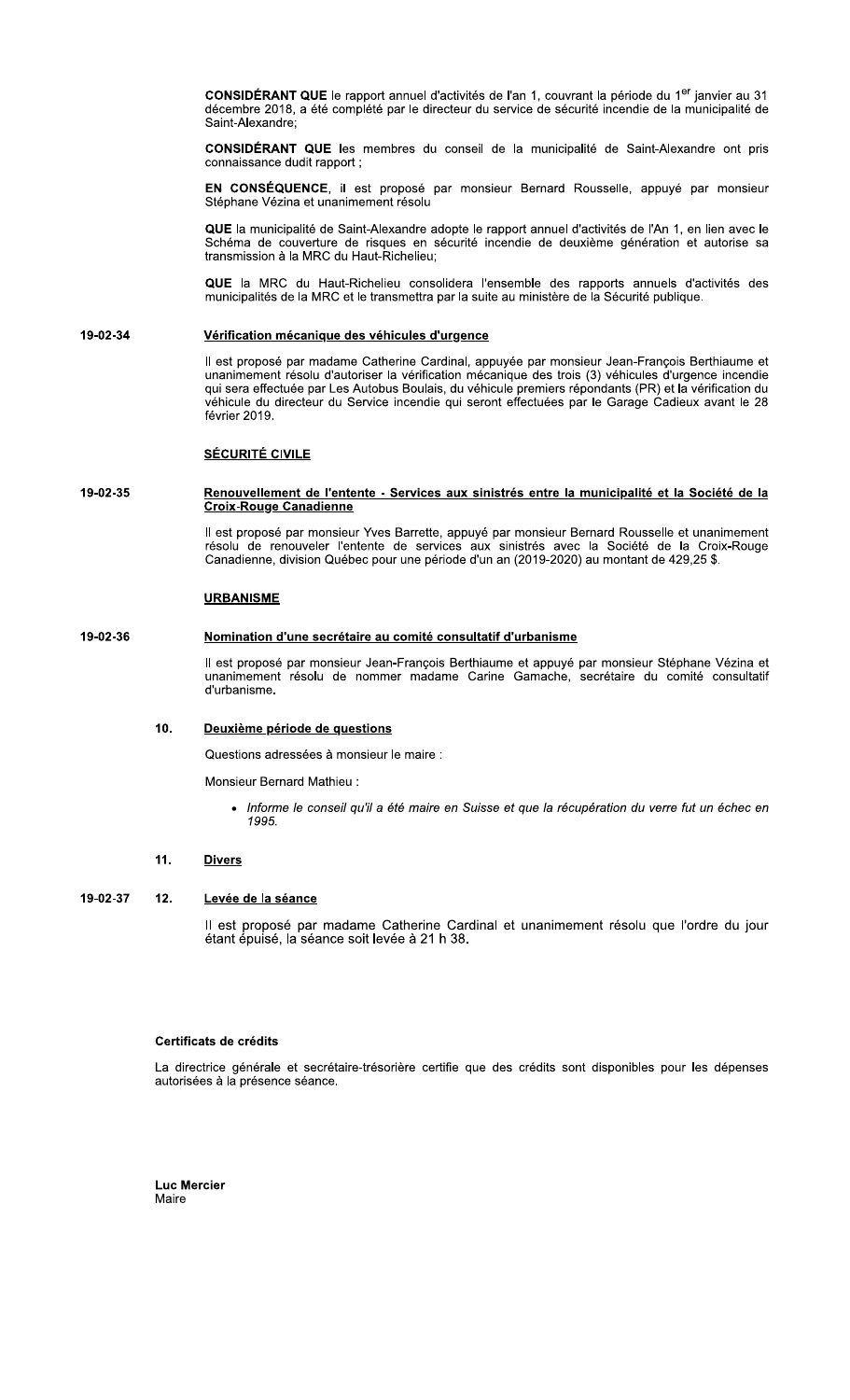**CONSIDÉRANT QUE** le rapport annuel d'activités de l'an 1, couvrant la période du 1er janvier au 31 décembre 2018, a été complété par le directeur du service de sécurité incendie de la municipalité de Saint-Alexandre;

**CONSIDÉRANT QUE** les membres du conseil de la municipalité de Saint-Alexandre ont pris connaissance dudit rapport ;

**EN CONSÉQUENCE**, il est proposé par monsieur Bernard Rousselle, appuyé par monsieur Stéphane Vézina et unanimement résolu

**QUE** la municipalité de Saint-Alexandre adopte le rapport annuel d'activités de l'An 1, en lien avec le Schéma de couverture de risques en sécurité incendie de deuxième génération et autorise sa transmission à la MRC du Haut-Richelieu;

**QUE** la MRC du Haut-Richelieu consolidera l'ensemble des rapports annuels d'activités des municipalités de la MRC et le transmettra par la suite au ministère de la Sécurité publique.

**19-02-34** **Vérification mécanique des véhicules d'urgence**

Il est proposé par madame Catherine Cardinal, appuyée par monsieur Jean-François Berthiaume et unanimement résolu d'autoriser la vérification mécanique des trois (3) véhicules d'urgence incendie qui sera effectuée par Les Autobus Boulais, du véhicule premiers répondants (PR) et la vérification du véhicule du directeur du Service incendie qui seront effectuées par le Garage Cadieux avant le 28 février 2019.

**SÉCURITÉ CIVILE**

**19-02-35** **Renouvellement de l'entente - Services aux sinistrés entre la municipalité et la Société de la Croix-Rouge Canadienne**

Il est proposé par monsieur Yves Barrette, appuyé par monsieur Bernard Rousselle et unanimement résolu de renouveler l'entente de services aux sinistrés avec la Société de la Croix-Rouge Canadienne, division Québec pour une période d'un an (2019-2020) au montant de 429,25 $.

**URBANISME**

**19-02-36** **Nomination d'une secrétaire au comité consultatif d'urbanisme**

Il est proposé par monsieur Jean-François Berthiaume et appuyé par monsieur Stéphane Vézina et unanimement résolu de nommer madame Carine Gamache, secrétaire du comité consultatif d'urbanisme.

**10.** **Deuxième période de questions**

Questions adressées à monsieur le maire :

Monsieur Bernard Mathieu :

- *Informe le conseil qu'il a été maire en Suisse et que la récupération du verre fut un échec en 1995.*

**11.** **Divers**

**19-02-37** **12.** **Levée de la séance**

Il est proposé par madame Catherine Cardinal et unanimement résolu que l'ordre du jour étant épuisé, la séance soit levée à 21 h 38.

**Certificats de crédits**

La directrice générale et secrétaire-trésorière certifie que des crédits sont disponibles pour les dépenses autorisées à la présence séance.

**Luc Mercier**
Maire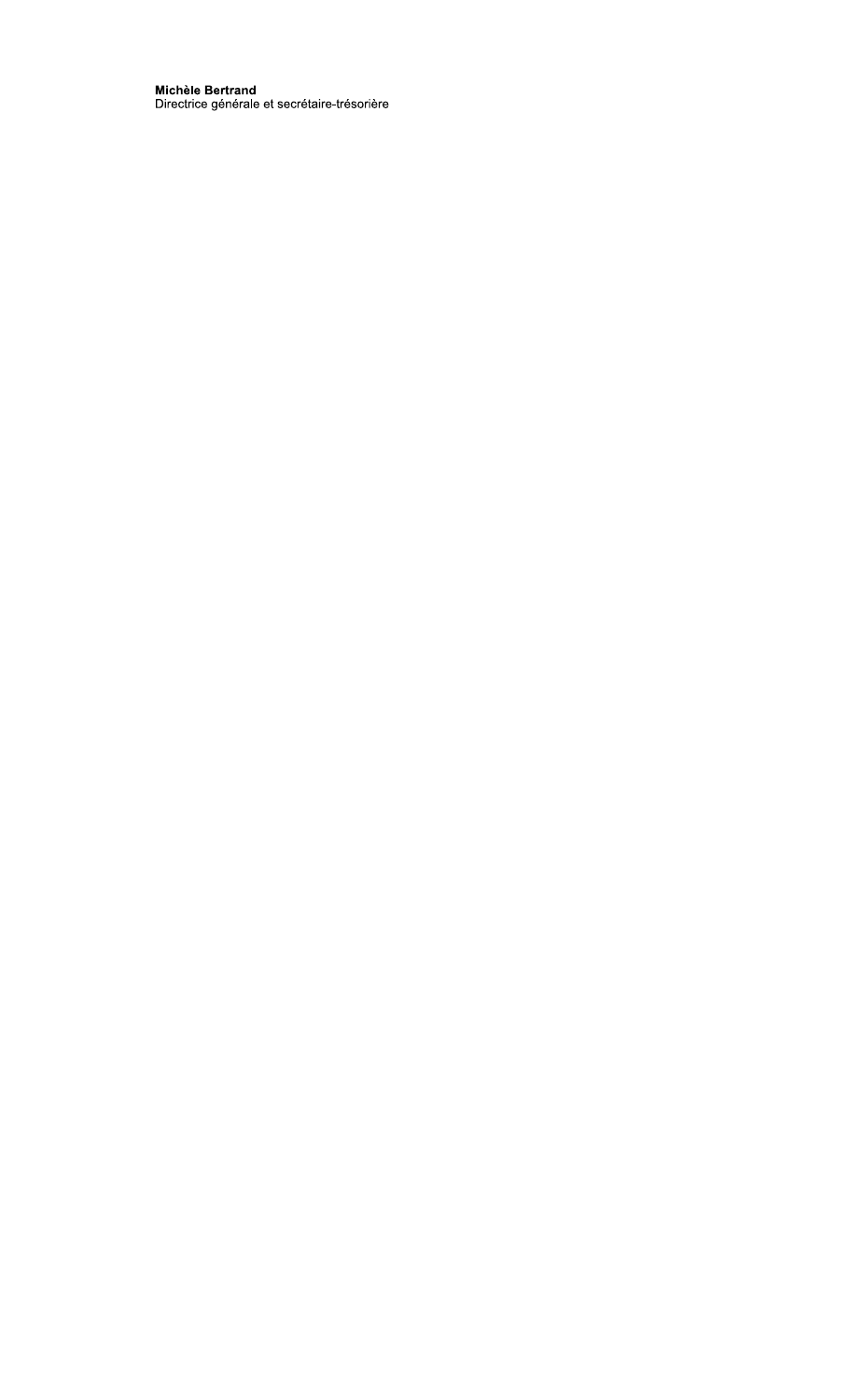**Michèle Bertrand**
Directrice générale et secrétaire-trésorière